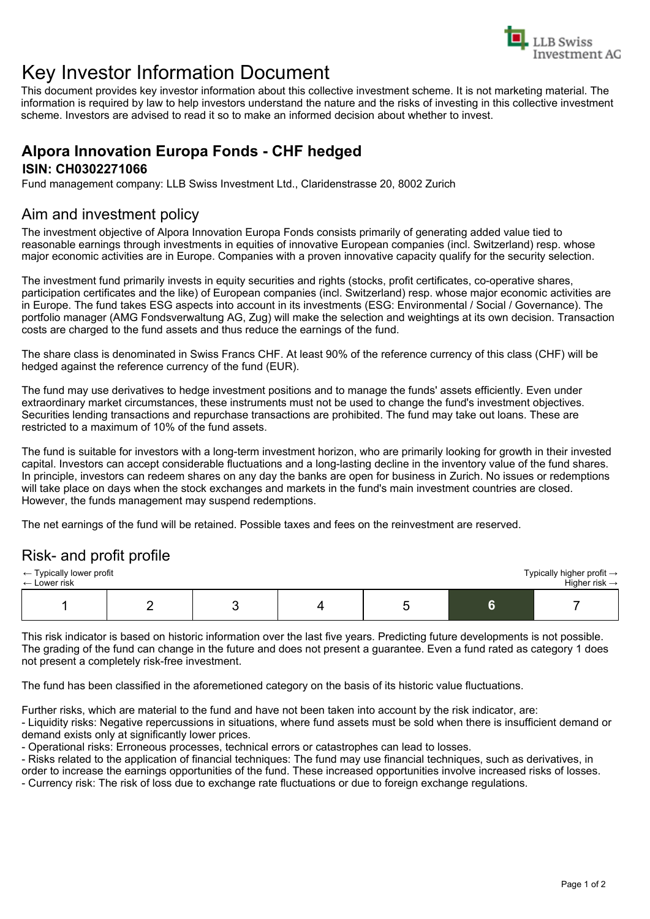# Key Investor Information Document

This document provides key investor information about this collective investment scheme. It is not marketing material. The information is required by law to help investors understand the nature and the risks of investing in this collective investment scheme. Investors are advised to read it so to make an informed decision about whether to invest.

## Alpora Innovation Europa Fonds - CHF hedged

### ISIN: CH0302271066

Fund management company: LLB Swiss Investment Ltd., Claridenstrasse 20, 8002 Zurich

## Aim and investment policy

The investment objective of Alpora Innovation Europa Fonds consists primarily of generating added value tied to reasonable earnings through investments in equities of innovative European companies (incl. Switzerland) resp. whose major economic activities are in Europe. Companies with a proven innovative capacity qualify for the security selection.

The investment fund primarily invests in equity securities and rights (stocks, profit certificates, co-operative shares, participation certificates and the like) of European companies (incl. Switzerland) resp. whose major economic activities are in Europe. The fund takes ESG aspects into account in its investments (ESG: Environmental / Social / Governance). The portfolio manager (AMG Fondsverwaltung AG, Zug) will make the selection and weightings at its own decision. Transaction costs are charged to the fund assets and thus reduce the earnings of the fund.

The share class is denominated in Swiss Francs CHF. At least 90% of the reference currency of this class (CHF) will be hedged against the reference currency of the fund (EUR).

The fund may use derivatives to hedge investment positions and to manage the funds' assets efficiently. Even under extraordinary market circumstances, these instruments must not be used to change the fund's investment objectives. Securities lending transactions and repurchase transactions are prohibited. The fund may take out loans. These are restricted to a maximum of 10% of the fund assets.

The fund is suitable for investors with a long-term investment horizon, who are primarily looking for growth in their invested capital. Investors can accept considerable fluctuations and a long-lasting decline in the inventory value of the fund shares. In principle, investors can redeem shares on any day the banks are open for business in Zurich. No issues or redemptions will take place on days when the stock exchanges and markets in the fund's main investment countries are closed. However, the funds management may suspend redemptions.

The net earnings of the fund will be retained. Possible taxes and fees on the reinvestment are reserved.

## Risk- and profit profile

← Typically lower profit
← Lower risk

Typically higher profit →
Higher risk →

| 1 | 2 | 3 | 4 | 5 | **6** | 7 |
|---|---|---|---|---|---|---|

This risk indicator is based on historic information over the last five years. Predicting future developments is not possible. The grading of the fund can change in the future and does not present a guarantee. Even a fund rated as category 1 does not present a completely risk-free investment.

The fund has been classified in the aforemetioned category on the basis of its historic value fluctuations.

Further risks, which are material to the fund and have not been taken into account by the risk indicator, are:
- Liquidity risks: Negative repercussions in situations, where fund assets must be sold when there is insufficient demand or demand exists only at significantly lower prices.
- Operational risks: Erroneous processes, technical errors or catastrophes can lead to losses.
- Risks related to the application of financial techniques: The fund may use financial techniques, such as derivatives, in order to increase the earnings opportunities of the fund. These increased opportunities involve increased risks of losses.
- Currency risk: The risk of loss due to exchange rate fluctuations or due to foreign exchange regulations.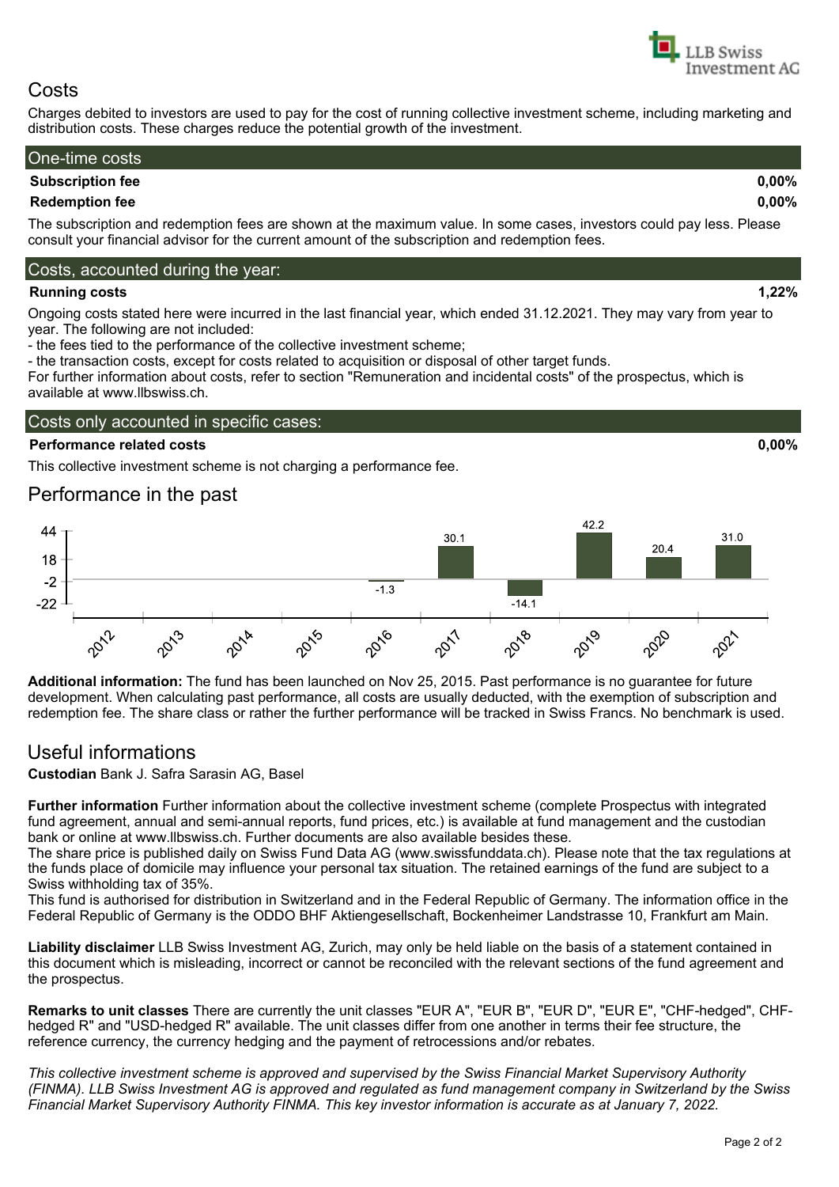## Costs

Charges debited to investors are used to pay for the cost of running collective investment scheme, including marketing and distribution costs. These charges reduce the potential growth of the investment.

### One-time costs

| | |
|---|---|
| **Subscription fee** | **0,00%** |
| **Redemption fee** | **0,00%** |

The subscription and redemption fees are shown at the maximum value. In some cases, investors could pay less. Please consult your financial advisor for the current amount of the subscription and redemption fees.

### Costs, accounted during the year:

| | |
|---|---|
| **Running costs** | **1,22%** |

Ongoing costs stated here were incurred in the last financial year, which ended 31.12.2021. They may vary from year to year. The following are not included:
- the fees tied to the performance of the collective investment scheme;
- the transaction costs, except for costs related to acquisition or disposal of other target funds.

For further information about costs, refer to section "Remuneration and incidental costs" of the prospectus, which is available at www.llbswiss.ch.

### Costs only accounted in specific cases:

| | |
|---|---|
| **Performance related costs** | **0,00%** |

This collective investment scheme is not charging a performance fee.

## Performance in the past

44
18
-2
-22

-1.3
30.1
-14.1
42.2
20.4
31.0

2012 2013 2014 2015 2016 2017 2018 2019 2020 2021

**Additional information:** The fund has been launched on Nov 25, 2015. Past performance is no guarantee for future development. When calculating past performance, all costs are usually deducted, with the exemption of subscription and redemption fee. The share class or rather the further performance will be tracked in Swiss Francs. No benchmark is used.

## Useful informations

**Custodian** Bank J. Safra Sarasin AG, Basel

**Further information** Further information about the collective investment scheme (complete Prospectus with integrated fund agreement, annual and semi-annual reports, fund prices, etc.) is available at fund management and the custodian bank or online at www.llbswiss.ch. Further documents are also available besides these.
The share price is published daily on Swiss Fund Data AG (www.swissfunddata.ch). Please note that the tax regulations at the funds place of domicile may influence your personal tax situation. The retained earnings of the fund are subject to a Swiss withholding tax of 35%.
This fund is authorised for distribution in Switzerland and in the Federal Republic of Germany. The information office in the Federal Republic of Germany is the ODDO BHF Aktiengesellschaft, Bockenheimer Landstrasse 10, Frankfurt am Main.

**Liability disclaimer** LLB Swiss Investment AG, Zurich, may only be held liable on the basis of a statement contained in this document which is misleading, incorrect or cannot be reconciled with the relevant sections of the fund agreement and the prospectus.

**Remarks to unit classes** There are currently the unit classes "EUR A", "EUR B", "EUR D", "EUR E", "CHF-hedged", CHF-hedged R" and "USD-hedged R" available. The unit classes differ from one another in terms their fee structure, the reference currency, the currency hedging and the payment of retrocessions and/or rebates.

*This collective investment scheme is approved and supervised by the Swiss Financial Market Supervisory Authority (FINMA). LLB Swiss Investment AG is approved and regulated as fund management company in Switzerland by the Swiss Financial Market Supervisory Authority FINMA. This key investor information is accurate as at January 7, 2022.*